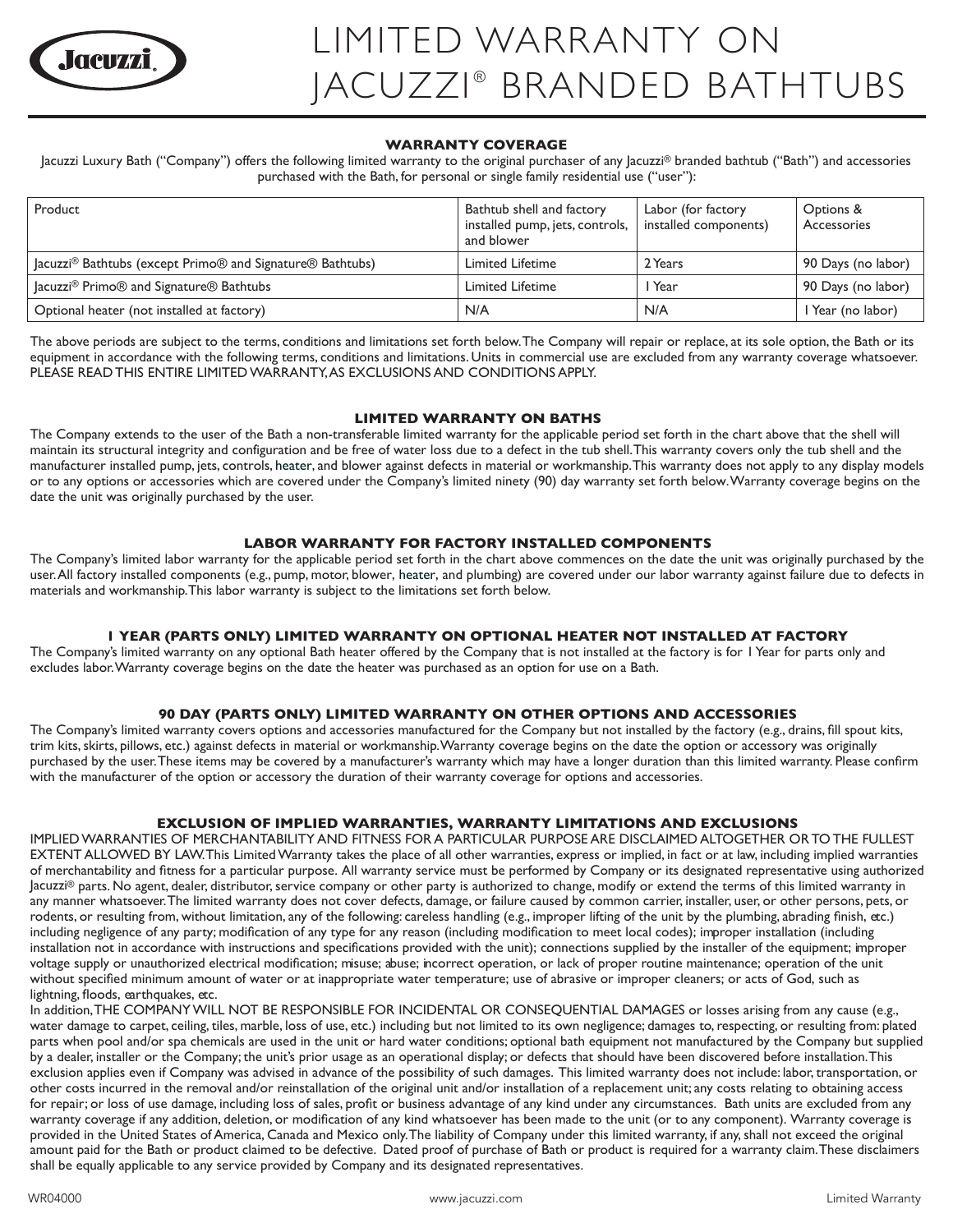# LIMITED WARRANTY ON JACUZZI® BRANDED BATHTUBS

## WARRANTY COVERAGE

Jacuzzi Luxury Bath ("Company") offers the following limited warranty to the original purchaser of any Jacuzzi® branded bathtub ("Bath") and accessories purchased with the Bath, for personal or single family residential use ("user"):

| Product | Bathtub shell and factory installed pump, jets, controls, and blower | Labor (for factory installed components) | Options & Accessories |
|---|---|---|---|
| Jacuzzi® Bathtubs (except Primo® and Signature® Bathtubs) | Limited Lifetime | 2 Years | 90 Days (no labor) |
| Jacuzzi® Primo® and Signature® Bathtubs | Limited Lifetime | 1 Year | 90 Days (no labor) |
| Optional heater (not installed at factory) | N/A | N/A | 1 Year (no labor) |

The above periods are subject to the terms, conditions and limitations set forth below. The Company will repair or replace, at its sole option, the Bath or its equipment in accordance with the following terms, conditions and limitations. Units in commercial use are excluded from any warranty coverage whatsoever. PLEASE READ THIS ENTIRE LIMITED WARRANTY, AS EXCLUSIONS AND CONDITIONS APPLY.

## LIMITED WARRANTY ON BATHS

The Company extends to the user of the Bath a non-transferable limited warranty for the applicable period set forth in the chart above that the shell will maintain its structural integrity and configuration and be free of water loss due to a defect in the tub shell. This warranty covers only the tub shell and the manufacturer installed pump, jets, controls, heater, and blower against defects in material or workmanship. This warranty does not apply to any display models or to any options or accessories which are covered under the Company's limited ninety (90) day warranty set forth below. Warranty coverage begins on the date the unit was originally purchased by the user.

## LABOR WARRANTY FOR FACTORY INSTALLED COMPONENTS

The Company's limited labor warranty for the applicable period set forth in the chart above commences on the date the unit was originally purchased by the user. All factory installed components (e.g., pump, motor, blower, heater, and plumbing) are covered under our labor warranty against failure due to defects in materials and workmanship. This labor warranty is subject to the limitations set forth below.

## 1 YEAR (PARTS ONLY) LIMITED WARRANTY ON OPTIONAL HEATER NOT INSTALLED AT FACTORY

The Company's limited warranty on any optional Bath heater offered by the Company that is not installed at the factory is for 1 Year for parts only and excludes labor. Warranty coverage begins on the date the heater was purchased as an option for use on a Bath.

## 90 DAY (PARTS ONLY) LIMITED WARRANTY ON OTHER OPTIONS AND ACCESSORIES

The Company's limited warranty covers options and accessories manufactured for the Company but not installed by the factory (e.g., drains, fill spout kits, trim kits, skirts, pillows, etc.) against defects in material or workmanship. Warranty coverage begins on the date the option or accessory was originally purchased by the user. These items may be covered by a manufacturer's warranty which may have a longer duration than this limited warranty. Please confirm with the manufacturer of the option or accessory the duration of their warranty coverage for options and accessories.

## EXCLUSION OF IMPLIED WARRANTIES, WARRANTY LIMITATIONS AND EXCLUSIONS

IMPLIED WARRANTIES OF MERCHANTABILITY AND FITNESS FOR A PARTICULAR PURPOSE ARE DISCLAIMED ALTOGETHER OR TO THE FULLEST EXTENT ALLOWED BY LAW. This Limited Warranty takes the place of all other warranties, express or implied, in fact or at law, including implied warranties of merchantability and fitness for a particular purpose. All warranty service must be performed by Company or its designated representative using authorized Jacuzzi® parts. No agent, dealer, distributor, service company or other party is authorized to change, modify or extend the terms of this limited warranty in any manner whatsoever. The limited warranty does not cover defects, damage, or failure caused by common carrier, installer, user, or other persons, pets, or rodents, or resulting from, without limitation, any of the following: careless handling (e.g., improper lifting of the unit by the plumbing, abrading finish, etc.) including negligence of any party; modification of any type for any reason (including modification to meet local codes); improper installation (including installation not in accordance with instructions and specifications provided with the unit); connections supplied by the installer of the equipment; improper voltage supply or unauthorized electrical modification; misuse; abuse; incorrect operation, or lack of proper routine maintenance; operation of the unit without specified minimum amount of water or at inappropriate water temperature; use of abrasive or improper cleaners; or acts of God, such as lightning, floods, earthquakes, etc.

In addition, THE COMPANY WILL NOT BE RESPONSIBLE FOR INCIDENTAL OR CONSEQUENTIAL DAMAGES or losses arising from any cause (e.g., water damage to carpet, ceiling, tiles, marble, loss of use, etc.) including but not limited to its own negligence; damages to, respecting, or resulting from: plated parts when pool and/or spa chemicals are used in the unit or hard water conditions; optional bath equipment not manufactured by the Company but supplied by a dealer, installer or the Company; the unit's prior usage as an operational display; or defects that should have been discovered before installation. This exclusion applies even if Company was advised in advance of the possibility of such damages. This limited warranty does not include: labor, transportation, or other costs incurred in the removal and/or reinstallation of the original unit and/or installation of a replacement unit; any costs relating to obtaining access for repair; or loss of use damage, including loss of sales, profit or business advantage of any kind under any circumstances. Bath units are excluded from any warranty coverage if any addition, deletion, or modification of any kind whatsoever has been made to the unit (or to any component). Warranty coverage is provided in the United States of America, Canada and Mexico only. The liability of Company under this limited warranty, if any, shall not exceed the original amount paid for the Bath or product claimed to be defective. Dated proof of purchase of Bath or product is required for a warranty claim. These disclaimers shall be equally applicable to any service provided by Company and its designated representatives.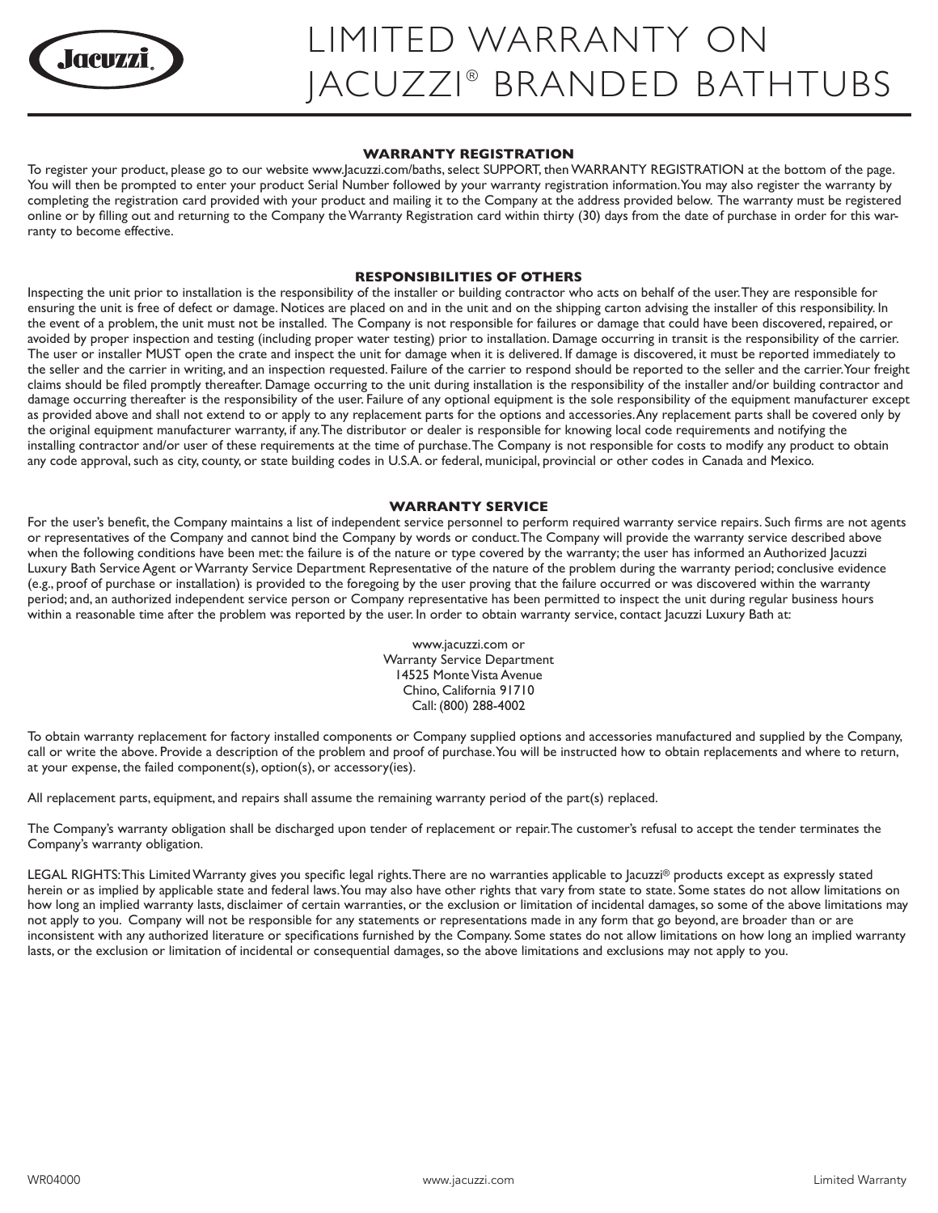# LIMITED WARRANTY ON JACUZZI® BRANDED BATHTUBS

### WARRANTY REGISTRATION

To register your product, please go to our website www.Jacuzzi.com/baths, select SUPPORT, then WARRANTY REGISTRATION at the bottom of the page. You will then be prompted to enter your product Serial Number followed by your warranty registration information. You may also register the warranty by completing the registration card provided with your product and mailing it to the Company at the address provided below. The warranty must be registered online or by filling out and returning to the Company the Warranty Registration card within thirty (30) days from the date of purchase in order for this warranty to become effective.

### RESPONSIBILITIES OF OTHERS

Inspecting the unit prior to installation is the responsibility of the installer or building contractor who acts on behalf of the user. They are responsible for ensuring the unit is free of defect or damage. Notices are placed on and in the unit and on the shipping carton advising the installer of this responsibility. In the event of a problem, the unit must not be installed. The Company is not responsible for failures or damage that could have been discovered, repaired, or avoided by proper inspection and testing (including proper water testing) prior to installation. Damage occurring in transit is the responsibility of the carrier. The user or installer MUST open the crate and inspect the unit for damage when it is delivered. If damage is discovered, it must be reported immediately to the seller and the carrier in writing, and an inspection requested. Failure of the carrier to respond should be reported to the seller and the carrier. Your freight claims should be filed promptly thereafter. Damage occurring to the unit during installation is the responsibility of the installer and/or building contractor and damage occurring thereafter is the responsibility of the user. Failure of any optional equipment is the sole responsibility of the equipment manufacturer except as provided above and shall not extend to or apply to any replacement parts for the options and accessories. Any replacement parts shall be covered only by the original equipment manufacturer warranty, if any. The distributor or dealer is responsible for knowing local code requirements and notifying the installing contractor and/or user of these requirements at the time of purchase. The Company is not responsible for costs to modify any product to obtain any code approval, such as city, county, or state building codes in U.S.A. or federal, municipal, provincial or other codes in Canada and Mexico.

### WARRANTY SERVICE

For the user's benefit, the Company maintains a list of independent service personnel to perform required warranty service repairs. Such firms are not agents or representatives of the Company and cannot bind the Company by words or conduct. The Company will provide the warranty service described above when the following conditions have been met: the failure is of the nature or type covered by the warranty; the user has informed an Authorized Jacuzzi Luxury Bath Service Agent or Warranty Service Department Representative of the nature of the problem during the warranty period; conclusive evidence (e.g., proof of purchase or installation) is provided to the foregoing by the user proving that the failure occurred or was discovered within the warranty period; and, an authorized independent service person or Company representative has been permitted to inspect the unit during regular business hours within a reasonable time after the problem was reported by the user. In order to obtain warranty service, contact Jacuzzi Luxury Bath at:

www.jacuzzi.com or
Warranty Service Department
14525 Monte Vista Avenue
Chino, California 91710
Call: (800) 288-4002

To obtain warranty replacement for factory installed components or Company supplied options and accessories manufactured and supplied by the Company, call or write the above. Provide a description of the problem and proof of purchase. You will be instructed how to obtain replacements and where to return, at your expense, the failed component(s), option(s), or accessory(ies).

All replacement parts, equipment, and repairs shall assume the remaining warranty period of the part(s) replaced.

The Company's warranty obligation shall be discharged upon tender of replacement or repair. The customer's refusal to accept the tender terminates the Company's warranty obligation.

LEGAL RIGHTS: This Limited Warranty gives you specific legal rights. There are no warranties applicable to Jacuzzi® products except as expressly stated herein or as implied by applicable state and federal laws. You may also have other rights that vary from state to state. Some states do not allow limitations on how long an implied warranty lasts, disclaimer of certain warranties, or the exclusion or limitation of incidental damages, so some of the above limitations may not apply to you. Company will not be responsible for any statements or representations made in any form that go beyond, are broader than or are inconsistent with any authorized literature or specifications furnished by the Company. Some states do not allow limitations on how long an implied warranty lasts, or the exclusion or limitation of incidental or consequential damages, so the above limitations and exclusions may not apply to you.

WR04000